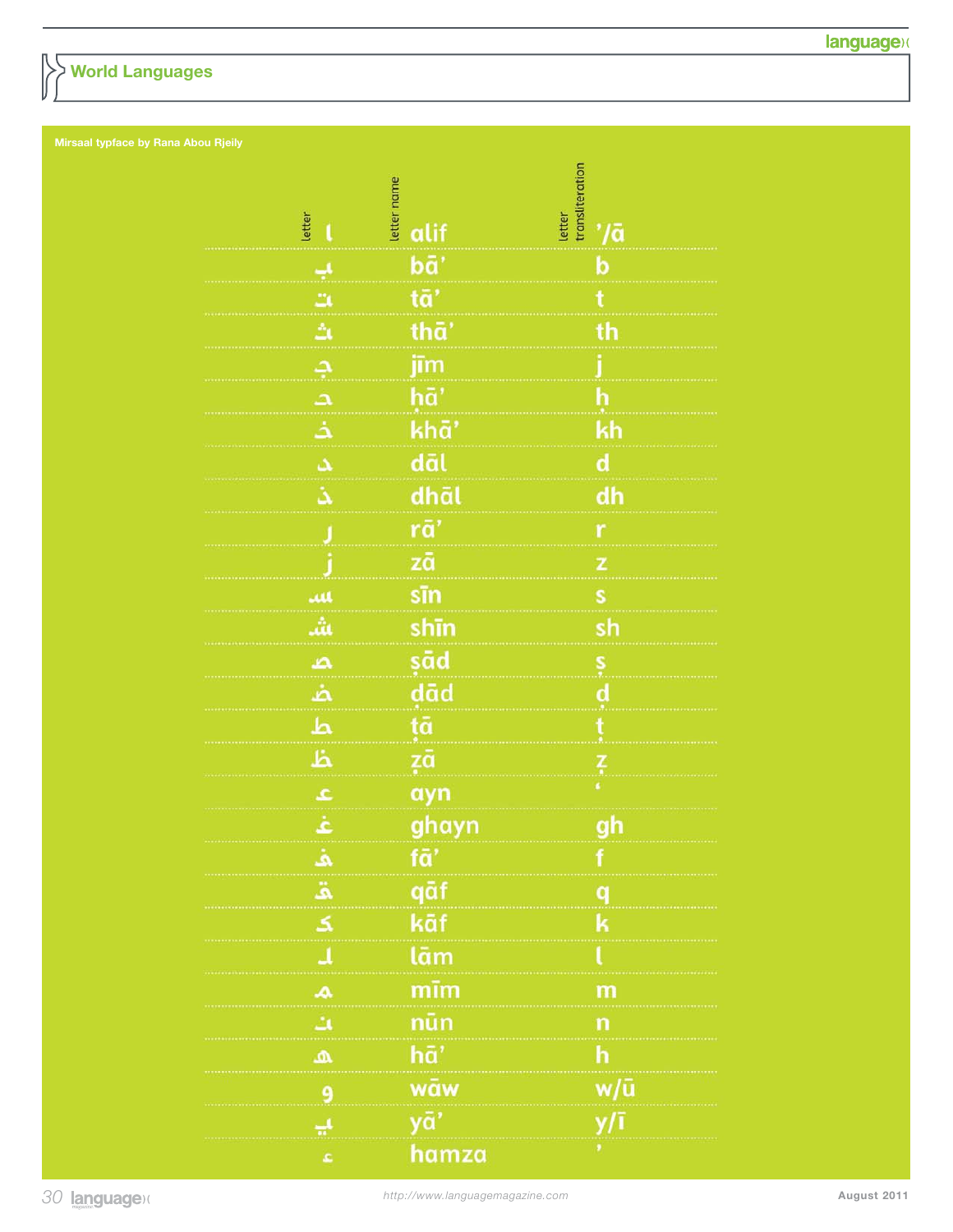## World Languages

Mirsaal typface by Rana Abou Rjeily

| letter | letter name | letter transliteration |
|---|---|---|
| ا | alif | ’/ā |
| ب | bā’ | b |
| ت | tā’ | t |
| ث | thā’ | th |
| ج | jīm | j |
| ح | ḥā’ | ḥ |
| خ | khā’ | kh |
| د | dāl | d |
| ذ | dhāl | dh |
| ر | rā’ | r |
| ز | zā | z |
| س | sīn | s |
| ش | shīn | sh |
| ص | ṣād | ṣ |
| ض | ḍād | ḍ |
| ط | ṭā | ṭ |
| ظ | ẓā | ẓ |
| ع | ayn | ‘ |
| غ | ghayn | gh |
| ف | fā’ | f |
| ق | qāf | q |
| ك | kāf | k |
| ل | lām | l |
| م | mīm | m |
| ن | nūn | n |
| ه | hā’ | h |
| و | wāw | w/ū |
| ي | yā’ | y/ī |
| ء | hamza | ’ |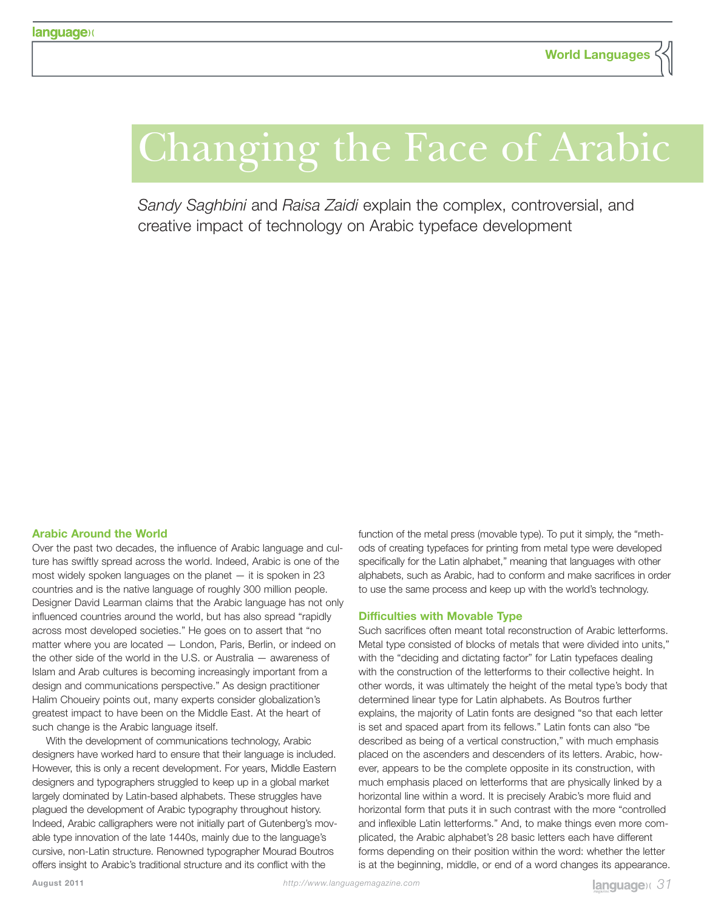# Changing the Face of Arabic

*Sandy Saghbini* and *Raisa Zaidi* explain the complex, controversial, and creative impact of technology on Arabic typeface development

### Arabic Around the World

Over the past two decades, the influence of Arabic language and culture has swiftly spread across the world. Indeed, Arabic is one of the most widely spoken languages on the planet — it is spoken in 23 countries and is the native language of roughly 300 million people. Designer David Learman claims that the Arabic language has not only influenced countries around the world, but has also spread "rapidly across most developed societies." He goes on to assert that "no matter where you are located — London, Paris, Berlin, or indeed on the other side of the world in the U.S. or Australia — awareness of Islam and Arab cultures is becoming increasingly important from a design and communications perspective." As design practitioner Halim Choueiry points out, many experts consider globalization's greatest impact to have been on the Middle East. At the heart of such change is the Arabic language itself.

With the development of communications technology, Arabic designers have worked hard to ensure that their language is included. However, this is only a recent development. For years, Middle Eastern designers and typographers struggled to keep up in a global market largely dominated by Latin-based alphabets. These struggles have plagued the development of Arabic typography throughout history. Indeed, Arabic calligraphers were not initially part of Gutenberg's movable type innovation of the late 1440s, mainly due to the language's cursive, non-Latin structure. Renowned typographer Mourad Boutros offers insight to Arabic's traditional structure and its conflict with the function of the metal press (movable type). To put it simply, the "methods of creating typefaces for printing from metal type were developed specifically for the Latin alphabet," meaning that languages with other alphabets, such as Arabic, had to conform and make sacrifices in order to use the same process and keep up with the world's technology.

### Difficulties with Movable Type

Such sacrifices often meant total reconstruction of Arabic letterforms. Metal type consisted of blocks of metals that were divided into units," with the "deciding and dictating factor" for Latin typefaces dealing with the construction of the letterforms to their collective height. In other words, it was ultimately the height of the metal type's body that determined linear type for Latin alphabets. As Boutros further explains, the majority of Latin fonts are designed "so that each letter is set and spaced apart from its fellows." Latin fonts can also "be described as being of a vertical construction," with much emphasis placed on the ascenders and descenders of its letters. Arabic, however, appears to be the complete opposite in its construction, with much emphasis placed on letterforms that are physically linked by a horizontal line within a word. It is precisely Arabic's more fluid and horizontal form that puts it in such contrast with the more "controlled and inflexible Latin letterforms." And, to make things even more complicated, the Arabic alphabet's 28 basic letters each have different forms depending on their position within the word: whether the letter is at the beginning, middle, or end of a word changes its appearance.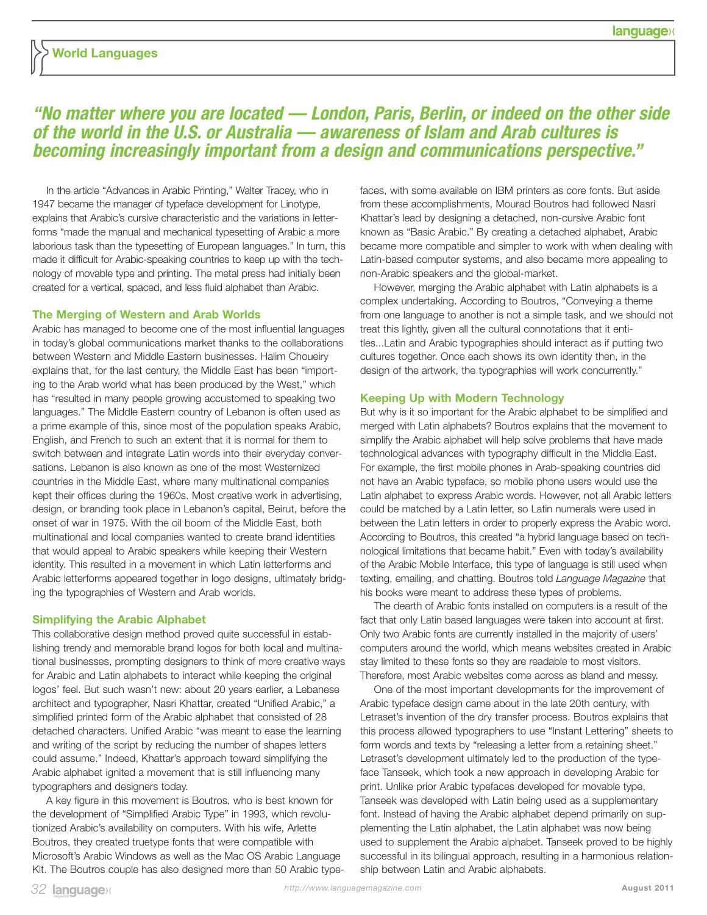*“No matter where you are located — London, Paris, Berlin, or indeed on the other side of the world in the U.S. or Australia — awareness of Islam and Arab cultures is becoming increasingly important from a design and communications perspective.”*

In the article “Advances in Arabic Printing,” Walter Tracey, who in 1947 became the manager of typeface development for Linotype, explains that Arabic’s cursive characteristic and the variations in letterforms “made the manual and mechanical typesetting of Arabic a more laborious task than the typesetting of European languages.” In turn, this made it difficult for Arabic-speaking countries to keep up with the technology of movable type and printing. The metal press had initially been created for a vertical, spaced, and less fluid alphabet than Arabic.

### The Merging of Western and Arab Worlds

Arabic has managed to become one of the most influential languages in today’s global communications market thanks to the collaborations between Western and Middle Eastern businesses. Halim Choueiry explains that, for the last century, the Middle East has been “importing to the Arab world what has been produced by the West,” which has “resulted in many people growing accustomed to speaking two languages.” The Middle Eastern country of Lebanon is often used as a prime example of this, since most of the population speaks Arabic, English, and French to such an extent that it is normal for them to switch between and integrate Latin words into their everyday conversations. Lebanon is also known as one of the most Westernized countries in the Middle East, where many multinational companies kept their offices during the 1960s. Most creative work in advertising, design, or branding took place in Lebanon’s capital, Beirut, before the onset of war in 1975. With the oil boom of the Middle East, both multinational and local companies wanted to create brand identities that would appeal to Arabic speakers while keeping their Western identity. This resulted in a movement in which Latin letterforms and Arabic letterforms appeared together in logo designs, ultimately bridging the typographies of Western and Arab worlds.

### Simplifying the Arabic Alphabet

This collaborative design method proved quite successful in establishing trendy and memorable brand logos for both local and multinational businesses, prompting designers to think of more creative ways for Arabic and Latin alphabets to interact while keeping the original logos’ feel. But such wasn’t new: about 20 years earlier, a Lebanese architect and typographer, Nasri Khattar, created “Unified Arabic,” a simplified printed form of the Arabic alphabet that consisted of 28 detached characters. Unified Arabic “was meant to ease the learning and writing of the script by reducing the number of shapes letters could assume.” Indeed, Khattar’s approach toward simplifying the Arabic alphabet ignited a movement that is still influencing many typographers and designers today.

A key figure in this movement is Boutros, who is best known for the development of “Simplified Arabic Type” in 1993, which revolutionized Arabic’s availability on computers. With his wife, Arlette Boutros, they created truetype fonts that were compatible with Microsoft’s Arabic Windows as well as the Mac OS Arabic Language Kit. The Boutros couple has also designed more than 50 Arabic typefaces, with some available on IBM printers as core fonts. But aside from these accomplishments, Mourad Boutros had followed Nasri Khattar’s lead by designing a detached, non-cursive Arabic font known as “Basic Arabic.” By creating a detached alphabet, Arabic became more compatible and simpler to work with when dealing with Latin-based computer systems, and also became more appealing to non-Arabic speakers and the global-market.

However, merging the Arabic alphabet with Latin alphabets is a complex undertaking. According to Boutros, “Conveying a theme from one language to another is not a simple task, and we should not treat this lightly, given all the cultural connotations that it entitles...Latin and Arabic typographies should interact as if putting two cultures together. Once each shows its own identity then, in the design of the artwork, the typographies will work concurrently.”

### Keeping Up with Modern Technology

But why is it so important for the Arabic alphabet to be simplified and merged with Latin alphabets? Boutros explains that the movement to simplify the Arabic alphabet will help solve problems that have made technological advances with typography difficult in the Middle East. For example, the first mobile phones in Arab-speaking countries did not have an Arabic typeface, so mobile phone users would use the Latin alphabet to express Arabic words. However, not all Arabic letters could be matched by a Latin letter, so Latin numerals were used in between the Latin letters in order to properly express the Arabic word. According to Boutros, this created “a hybrid language based on technological limitations that became habit.” Even with today’s availability of the Arabic Mobile Interface, this type of language is still used when texting, emailing, and chatting. Boutros told *Language Magazine* that his books were meant to address these types of problems.

The dearth of Arabic fonts installed on computers is a result of the fact that only Latin based languages were taken into account at first. Only two Arabic fonts are currently installed in the majority of users’ computers around the world, which means websites created in Arabic stay limited to these fonts so they are readable to most visitors. Therefore, most Arabic websites come across as bland and messy.

One of the most important developments for the improvement of Arabic typeface design came about in the late 20th century, with Letraset’s invention of the dry transfer process. Boutros explains that this process allowed typographers to use “Instant Lettering” sheets to form words and texts by “releasing a letter from a retaining sheet.” Letraset’s development ultimately led to the production of the typeface Tanseek, which took a new approach in developing Arabic for print. Unlike prior Arabic typefaces developed for movable type, Tanseek was developed with Latin being used as a supplementary font. Instead of having the Arabic alphabet depend primarily on supplementing the Latin alphabet, the Latin alphabet was now being used to supplement the Arabic alphabet. Tanseek proved to be highly successful in its bilingual approach, resulting in a harmonious relationship between Latin and Arabic alphabets.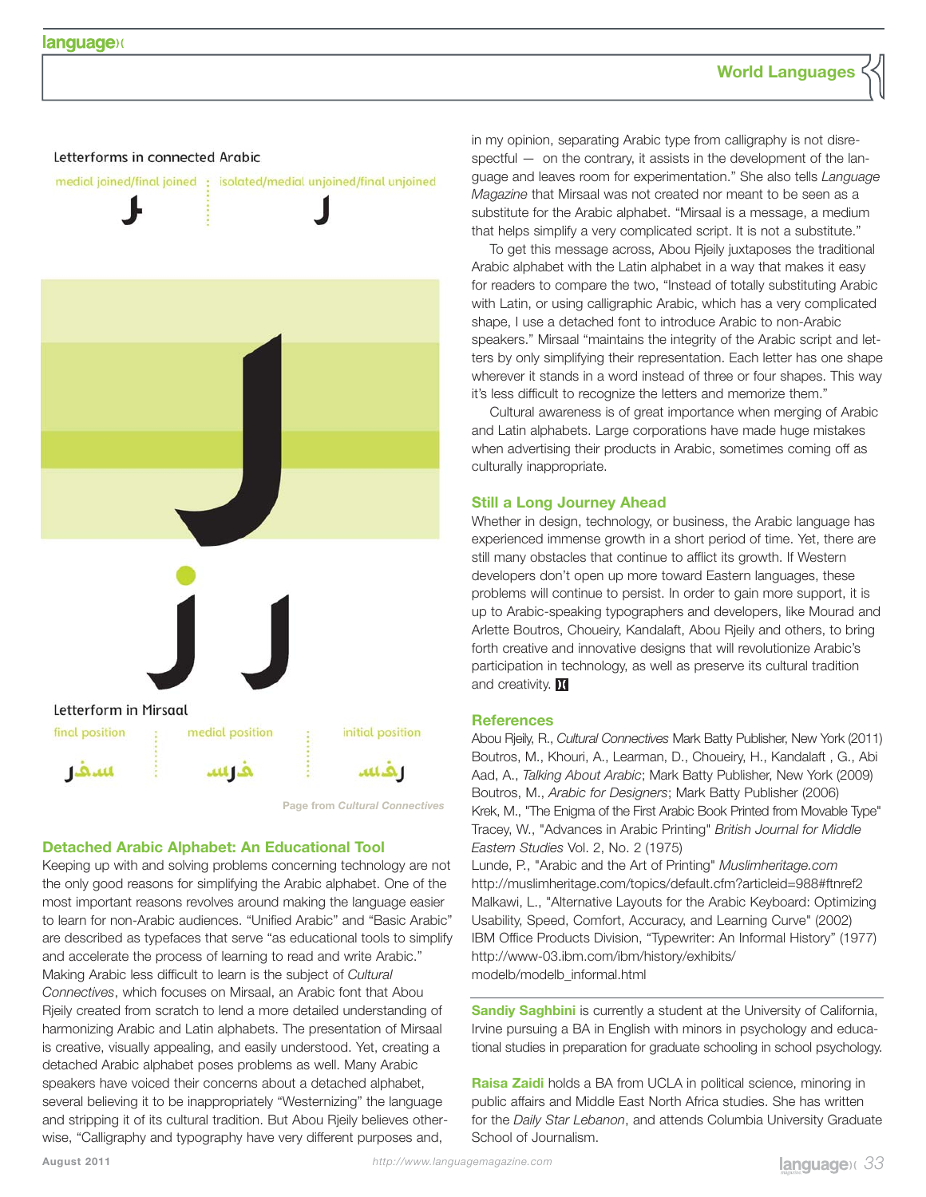Letterforms in connected Arabic

medial joined/final joined | isolated/medial unjoined/final unjoined

Letterform in Mirsaal

final position | medial position | initial position

Page from *Cultural Connectives*

### Detached Arabic Alphabet: An Educational Tool

Keeping up with and solving problems concerning technology are not the only good reasons for simplifying the Arabic alphabet. One of the most important reasons revolves around making the language easier to learn for non-Arabic audiences. "Unified Arabic" and "Basic Arabic" are described as typefaces that serve "as educational tools to simplify and accelerate the process of learning to read and write Arabic." Making Arabic less difficult to learn is the subject of *Cultural Connectives*, which focuses on Mirsaal, an Arabic font that Abou Rjeily created from scratch to lend a more detailed understanding of harmonizing Arabic and Latin alphabets. The presentation of Mirsaal is creative, visually appealing, and easily understood. Yet, creating a detached Arabic alphabet poses problems as well. Many Arabic speakers have voiced their concerns about a detached alphabet, several believing it to be inappropriately "Westernizing" the language and stripping it of its cultural tradition. But Abou Rjeily believes otherwise, "Calligraphy and typography have very different purposes and, in my opinion, separating Arabic type from calligraphy is not disrespectful — on the contrary, it assists in the development of the language and leaves room for experimentation." She also tells *Language Magazine* that Mirsaal was not created nor meant to be seen as a substitute for the Arabic alphabet. "Mirsaal is a message, a medium that helps simplify a very complicated script. It is not a substitute."

To get this message across, Abou Rjeily juxtaposes the traditional Arabic alphabet with the Latin alphabet in a way that makes it easy for readers to compare the two, "Instead of totally substituting Arabic with Latin, or using calligraphic Arabic, which has a very complicated shape, I use a detached font to introduce Arabic to non-Arabic speakers." Mirsaal "maintains the integrity of the Arabic script and letters by only simplifying their representation. Each letter has one shape wherever it stands in a word instead of three or four shapes. This way it's less difficult to recognize the letters and memorize them."

Cultural awareness is of great importance when merging of Arabic and Latin alphabets. Large corporations have made huge mistakes when advertising their products in Arabic, sometimes coming off as culturally inappropriate.

### Still a Long Journey Ahead

Whether in design, technology, or business, the Arabic language has experienced immense growth in a short period of time. Yet, there are still many obstacles that continue to afflict its growth. If Western developers don't open up more toward Eastern languages, these problems will continue to persist. In order to gain more support, it is up to Arabic-speaking typographers and developers, like Mourad and Arlette Boutros, Choueiry, Kandalaft, Abou Rjeily and others, to bring forth creative and innovative designs that will revolutionize Arabic's participation in technology, as well as preserve its cultural tradition and creativity.

### References

Abou Rjeily, R., *Cultural Connectives* Mark Batty Publisher, New York (2011)
Boutros, M., Khouri, A., Learman, D., Choueiry, H., Kandalaft , G., Abi Aad, A., *Talking About Arabic*; Mark Batty Publisher, New York (2009)
Boutros, M., *Arabic for Designers*; Mark Batty Publisher (2006)
Krek, M., "The Enigma of the First Arabic Book Printed from Movable Type"
Tracey, W., "Advances in Arabic Printing" *British Journal for Middle Eastern Studies* Vol. 2, No. 2 (1975)
Lunde, P., "Arabic and the Art of Printing" *Muslimheritage.com* http://muslimheritage.com/topics/default.cfm?articleid=988#ftnref2
Malkawi, L., "Alternative Layouts for the Arabic Keyboard: Optimizing Usability, Speed, Comfort, Accuracy, and Learning Curve" (2002)
IBM Office Products Division, "Typewriter: An Informal History" (1977) http://www-03.ibm.com/ibm/history/exhibits/modelb/modelb_informal.html

**Sandiy Saghbini** is currently a student at the University of California, Irvine pursuing a BA in English with minors in psychology and educational studies in preparation for graduate schooling in school psychology.

**Raisa Zaidi** holds a BA from UCLA in political science, minoring in public affairs and Middle East North Africa studies. She has written for the *Daily Star Lebanon*, and attends Columbia University Graduate School of Journalism.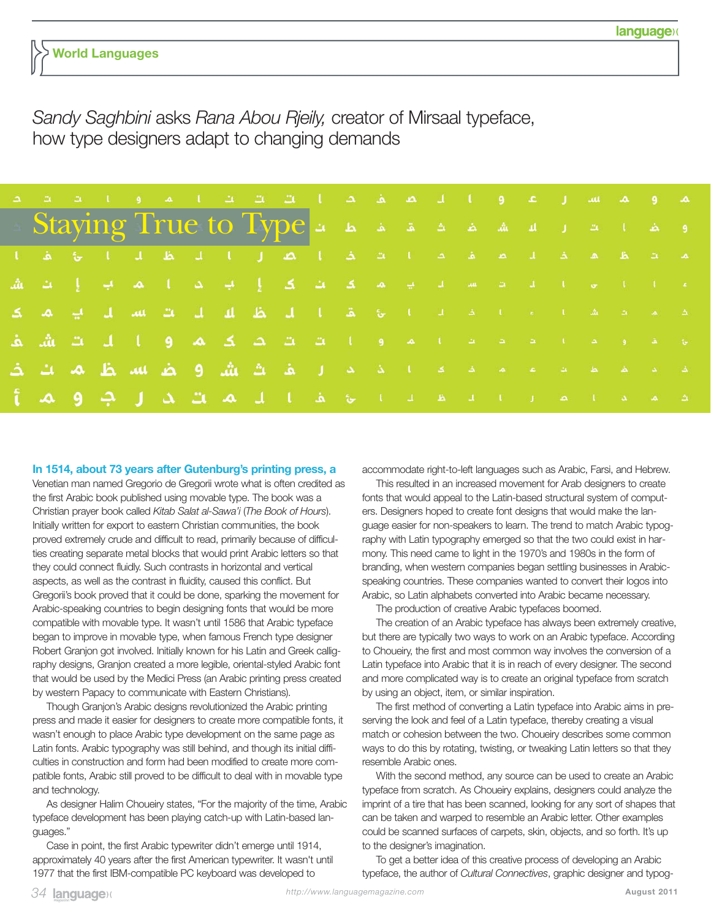World Languages

*Sandy Saghbini* asks *Rana Abou Rjeily,* creator of Mirsaal typeface, how type designers adapt to changing demands

# Staying True to Type

**In 1514, about 73 years after Gutenburg's printing press, a** Venetian man named Gregorio de Gregorii wrote what is often credited as the first Arabic book published using movable type. The book was a Christian prayer book called *Kitab Salat al-Sawa'i* (*The Book of Hours*). Initially written for export to eastern Christian communities, the book proved extremely crude and difficult to read, primarily because of difficulties creating separate metal blocks that would print Arabic letters so that they could connect fluidly. Such contrasts in horizontal and vertical aspects, as well as the contrast in fluidity, caused this conflict. But Gregorii's book proved that it could be done, sparking the movement for Arabic-speaking countries to begin designing fonts that would be more compatible with movable type. It wasn't until 1586 that Arabic typeface began to improve in movable type, when famous French type designer Robert Granjon got involved. Initially known for his Latin and Greek calligraphy designs, Granjon created a more legible, oriental-styled Arabic font that would be used by the Medici Press (an Arabic printing press created by western Papacy to communicate with Eastern Christians).

Though Granjon's Arabic designs revolutionized the Arabic printing press and made it easier for designers to create more compatible fonts, it wasn't enough to place Arabic type development on the same page as Latin fonts. Arabic typography was still behind, and though its initial difficulties in construction and form had been modified to create more compatible fonts, Arabic still proved to be difficult to deal with in movable type and technology.

As designer Halim Choueiry states, "For the majority of the time, Arabic typeface development has been playing catch-up with Latin-based languages."

Case in point, the first Arabic typewriter didn't emerge until 1914, approximately 40 years after the first American typewriter. It wasn't until 1977 that the first IBM-compatible PC keyboard was developed to accommodate right-to-left languages such as Arabic, Farsi, and Hebrew.

This resulted in an increased movement for Arab designers to create fonts that would appeal to the Latin-based structural system of computers. Designers hoped to create font designs that would make the language easier for non-speakers to learn. The trend to match Arabic typography with Latin typography emerged so that the two could exist in harmony. This need came to light in the 1970's and 1980s in the form of branding, when western companies began settling businesses in Arabic-speaking countries. These companies wanted to convert their logos into Arabic, so Latin alphabets converted into Arabic became necessary.

The production of creative Arabic typefaces boomed.

The creation of an Arabic typeface has always been extremely creative, but there are typically two ways to work on an Arabic typeface. According to Choueiry, the first and most common way involves the conversion of a Latin typeface into Arabic that it is in reach of every designer. The second and more complicated way is to create an original typeface from scratch by using an object, item, or similar inspiration.

The first method of converting a Latin typeface into Arabic aims in preserving the look and feel of a Latin typeface, thereby creating a visual match or cohesion between the two. Choueiry describes some common ways to do this by rotating, twisting, or tweaking Latin letters so that they resemble Arabic ones.

With the second method, any source can be used to create an Arabic typeface from scratch. As Choueiry explains, designers could analyze the imprint of a tire that has been scanned, looking for any sort of shapes that can be taken and warped to resemble an Arabic letter. Other examples could be scanned surfaces of carpets, skin, objects, and so forth. It's up to the designer's imagination.

To get a better idea of this creative process of developing an Arabic typeface, the author of *Cultural Connectives*, graphic designer and typog-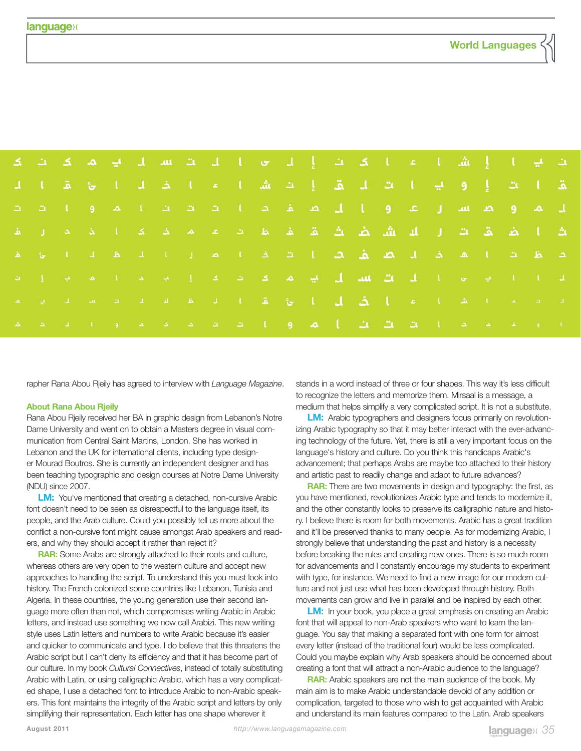rapher Rana Abou Rjeily has agreed to interview with *Language Magazine*.

### About Rana Abou Rjeily

Rana Abou Rjeily received her BA in graphic design from Lebanon's Notre Dame University and went on to obtain a Masters degree in visual communication from Central Saint Martins, London. She has worked in Lebanon and the UK for international clients, including type designer Mourad Boutros. She is currently an independent designer and has been teaching typographic and design courses at Notre Dame University (NDU) since 2007.

**LM:** You've mentioned that creating a detached, non-cursive Arabic font doesn't need to be seen as disrespectful to the language itself, its people, and the Arab culture. Could you possibly tell us more about the conflict a non-cursive font might cause amongst Arab speakers and readers, and why they should accept it rather than reject it?

**RAR:** Some Arabs are strongly attached to their roots and culture, whereas others are very open to the western culture and accept new approaches to handling the script. To understand this you must look into history. The French colonized some countries like Lebanon, Tunisia and Algeria. In these countries, the young generation use their second language more often than not, which compromises writing Arabic in Arabic letters, and instead use something we now call Arabizi. This new writing style uses Latin letters and numbers to write Arabic because it's easier and quicker to communicate and type. I do believe that this threatens the Arabic script but I can't deny its efficiency and that it has become part of our culture. In my book *Cultural Connectives*, instead of totally substituting Arabic with Latin, or using calligraphic Arabic, which has a very complicated shape, I use a detached font to introduce Arabic to non-Arabic speakers. This font maintains the integrity of the Arabic script and letters by only simplifying their representation. Each letter has one shape wherever it stands in a word instead of three or four shapes. This way it's less difficult to recognize the letters and memorize them. Mirsaal is a message, a medium that helps simplify a very complicated script. It is not a substitute.

**LM:** Arabic typographers and designers focus primarily on revolutionizing Arabic typography so that it may better interact with the ever-advancing technology of the future. Yet, there is still a very important focus on the language's history and culture. Do you think this handicaps Arabic's advancement; that perhaps Arabs are maybe too attached to their history and artistic past to readily change and adapt to future advances?

**RAR:** There are two movements in design and typography: the first, as you have mentioned, revolutionizes Arabic type and tends to modernize it, and the other constantly looks to preserve its calligraphic nature and history. I believe there is room for both movements. Arabic has a great tradition and it'll be preserved thanks to many people. As for modernizing Arabic, I strongly believe that understanding the past and history is a necessity before breaking the rules and creating new ones. There is so much room for advancements and I constantly encourage my students to experiment with type, for instance. We need to find a new image for our modern culture and not just use what has been developed through history. Both movements can grow and live in parallel and be inspired by each other.

**LM:** In your book, you place a great emphasis on creating an Arabic font that will appeal to non-Arab speakers who want to learn the language. You say that making a separated font with one form for almost every letter (instead of the traditional four) would be less complicated. Could you maybe explain why Arab speakers should be concerned about creating a font that will attract a non-Arabic audience to the language?

**RAR:** Arabic speakers are not the main audience of the book. My main aim is to make Arabic understandable devoid of any addition or complication, targeted to those who wish to get acquainted with Arabic and understand its main features compared to the Latin. Arab speakers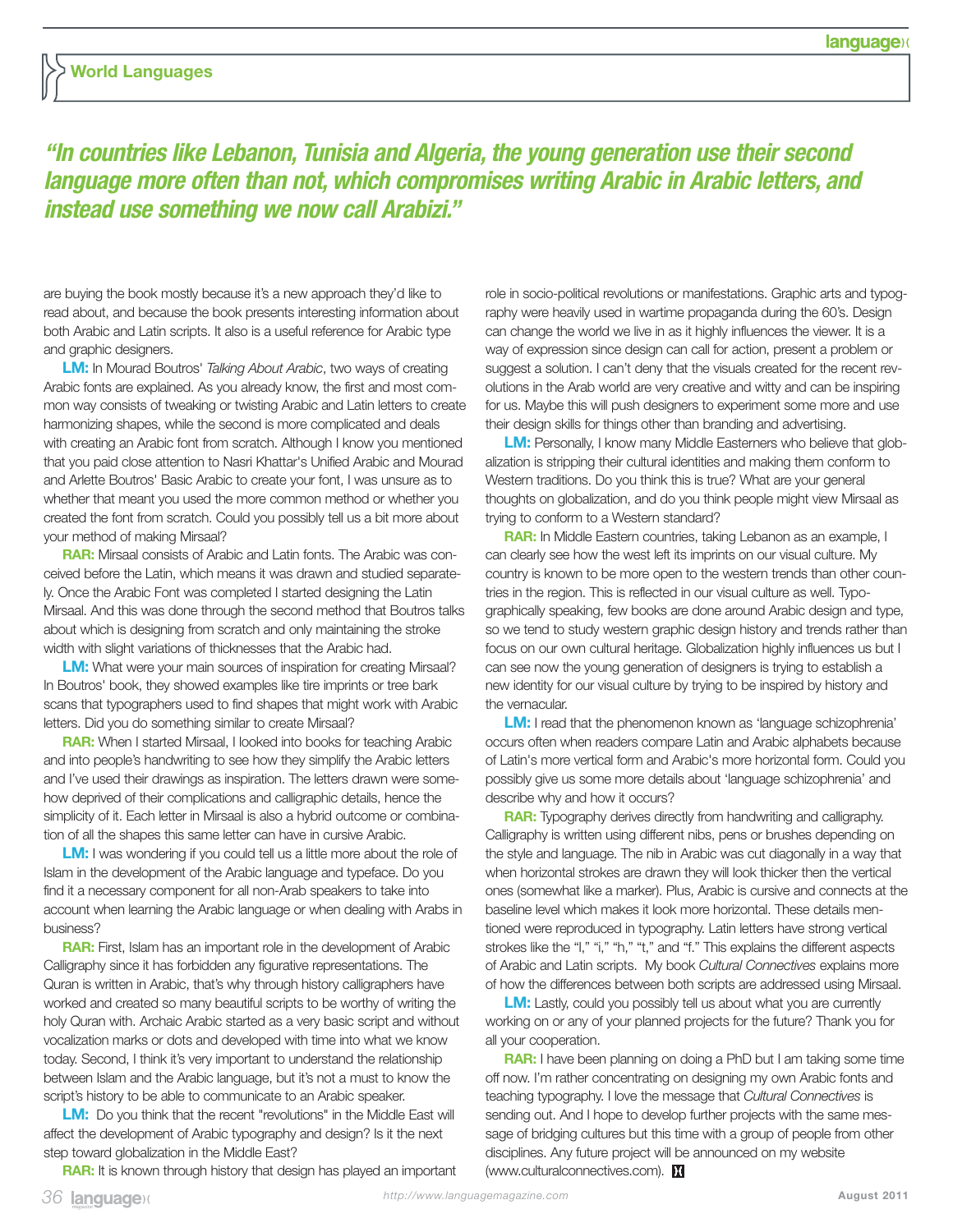## World Languages

> ***"In countries like Lebanon, Tunisia and Algeria, the young generation use their second language more often than not, which compromises writing Arabic in Arabic letters, and instead use something we now call Arabizi."***

are buying the book mostly because it's a new approach they'd like to read about, and because the book presents interesting information about both Arabic and Latin scripts. It also is a useful reference for Arabic type and graphic designers.

**LM:** In Mourad Boutros' *Talking About Arabic*, two ways of creating Arabic fonts are explained. As you already know, the first and most common way consists of tweaking or twisting Arabic and Latin letters to create harmonizing shapes, while the second is more complicated and deals with creating an Arabic font from scratch. Although I know you mentioned that you paid close attention to Nasri Khattar's Unified Arabic and Mourad and Arlette Boutros' Basic Arabic to create your font, I was unsure as to whether that meant you used the more common method or whether you created the font from scratch. Could you possibly tell us a bit more about your method of making Mirsaal?

**RAR:** Mirsaal consists of Arabic and Latin fonts. The Arabic was conceived before the Latin, which means it was drawn and studied separately. Once the Arabic Font was completed I started designing the Latin Mirsaal. And this was done through the second method that Boutros talks about which is designing from scratch and only maintaining the stroke width with slight variations of thicknesses that the Arabic had.

**LM:** What were your main sources of inspiration for creating Mirsaal? In Boutros' book, they showed examples like tire imprints or tree bark scans that typographers used to find shapes that might work with Arabic letters. Did you do something similar to create Mirsaal?

**RAR:** When I started Mirsaal, I looked into books for teaching Arabic and into people's handwriting to see how they simplify the Arabic letters and I've used their drawings as inspiration. The letters drawn were somehow deprived of their complications and calligraphic details, hence the simplicity of it. Each letter in Mirsaal is also a hybrid outcome or combination of all the shapes this same letter can have in cursive Arabic.

**LM:** I was wondering if you could tell us a little more about the role of Islam in the development of the Arabic language and typeface. Do you find it a necessary component for all non-Arab speakers to take into account when learning the Arabic language or when dealing with Arabs in business?

**RAR:** First, Islam has an important role in the development of Arabic Calligraphy since it has forbidden any figurative representations. The Quran is written in Arabic, that's why through history calligraphers have worked and created so many beautiful scripts to be worthy of writing the holy Quran with. Archaic Arabic started as a very basic script and without vocalization marks or dots and developed with time into what we know today. Second, I think it's very important to understand the relationship between Islam and the Arabic language, but it's not a must to know the script's history to be able to communicate to an Arabic speaker.

**LM:** Do you think that the recent "revolutions" in the Middle East will affect the development of Arabic typography and design? Is it the next step toward globalization in the Middle East?

**RAR:** It is known through history that design has played an important role in socio-political revolutions or manifestations. Graphic arts and typography were heavily used in wartime propaganda during the 60's. Design can change the world we live in as it highly influences the viewer. It is a way of expression since design can call for action, present a problem or suggest a solution. I can't deny that the visuals created for the recent revolutions in the Arab world are very creative and witty and can be inspiring for us. Maybe this will push designers to experiment some more and use their design skills for things other than branding and advertising.

**LM:** Personally, I know many Middle Easterners who believe that globalization is stripping their cultural identities and making them conform to Western traditions. Do you think this is true? What are your general thoughts on globalization, and do you think people might view Mirsaal as trying to conform to a Western standard?

**RAR:** In Middle Eastern countries, taking Lebanon as an example, I can clearly see how the west left its imprints on our visual culture. My country is known to be more open to the western trends than other countries in the region. This is reflected in our visual culture as well. Typographically speaking, few books are done around Arabic design and type, so we tend to study western graphic design history and trends rather than focus on our own cultural heritage. Globalization highly influences us but I can see now the young generation of designers is trying to establish a new identity for our visual culture by trying to be inspired by history and the vernacular.

**LM:** I read that the phenomenon known as 'language schizophrenia' occurs often when readers compare Latin and Arabic alphabets because of Latin's more vertical form and Arabic's more horizontal form. Could you possibly give us some more details about 'language schizophrenia' and describe why and how it occurs?

**RAR:** Typography derives directly from handwriting and calligraphy. Calligraphy is written using different nibs, pens or brushes depending on the style and language. The nib in Arabic was cut diagonally in a way that when horizontal strokes are drawn they will look thicker then the vertical ones (somewhat like a marker). Plus, Arabic is cursive and connects at the baseline level which makes it look more horizontal. These details mentioned were reproduced in typography. Latin letters have strong vertical strokes like the "l," "i," "h," "t," and "f." This explains the different aspects of Arabic and Latin scripts. My book *Cultural Connectives* explains more of how the differences between both scripts are addressed using Mirsaal.

**LM:** Lastly, could you possibly tell us about what you are currently working on or any of your planned projects for the future? Thank you for all your cooperation.

**RAR:** I have been planning on doing a PhD but I am taking some time off now. I'm rather concentrating on designing my own Arabic fonts and teaching typography. I love the message that *Cultural Connectives* is sending out. And I hope to develop further projects with the same message of bridging cultures but this time with a group of people from other disciplines. Any future project will be announced on my website (www.culturalconnectives.com).